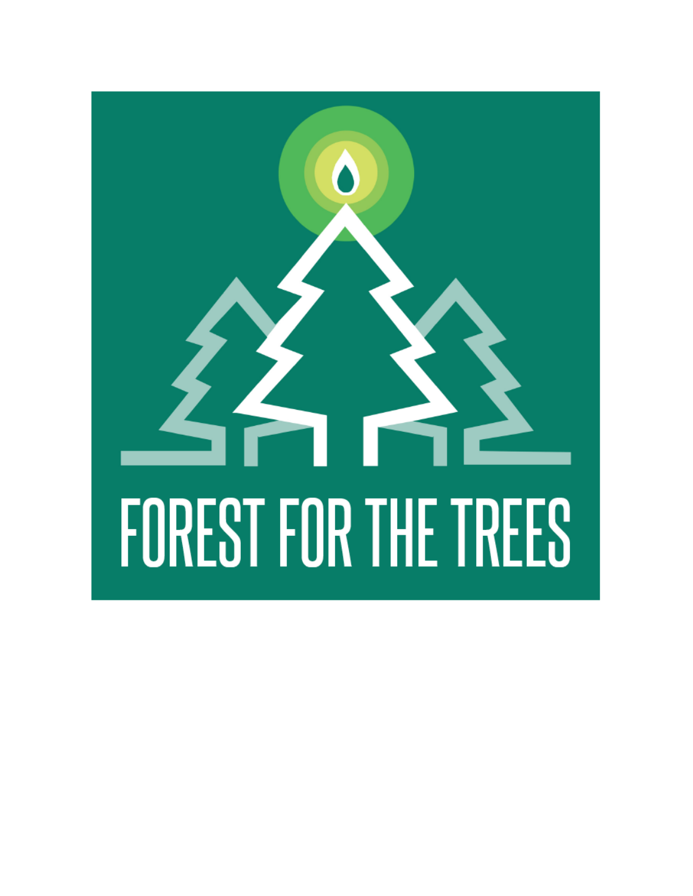# FOREST FOR THE TREES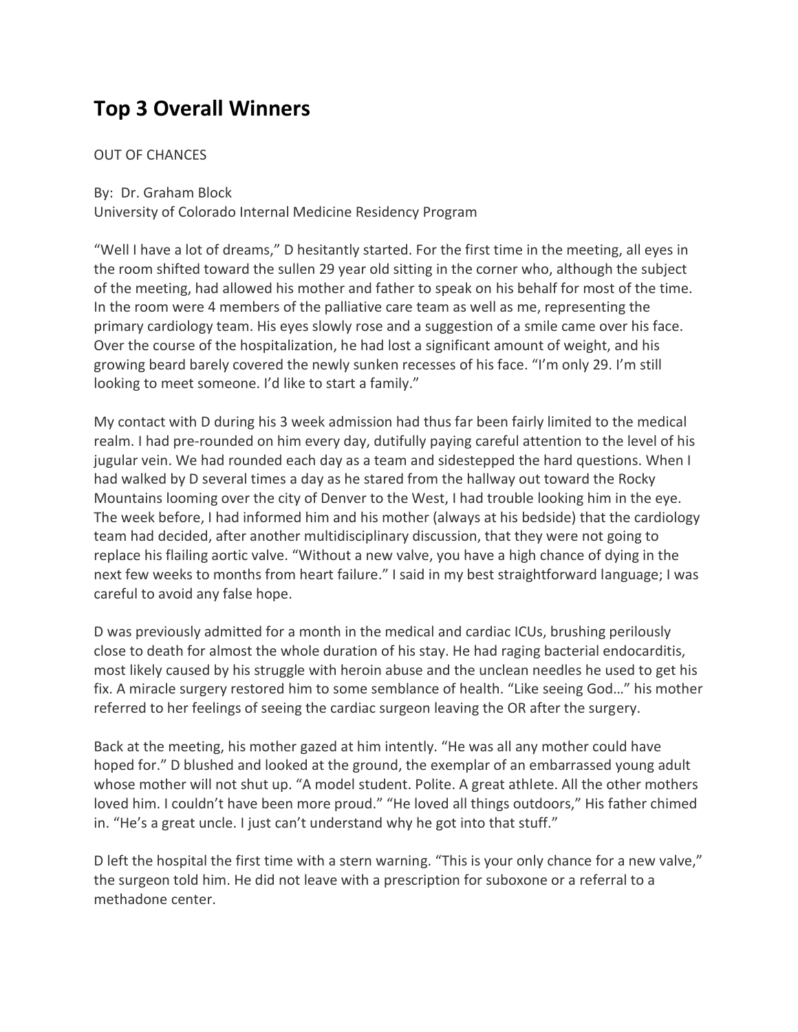## Top 3 Overall Winners

OUT OF CHANCES

By: Dr. Graham Block
University of Colorado Internal Medicine Residency Program

“Well I have a lot of dreams,” D hesitantly started. For the first time in the meeting, all eyes in the room shifted toward the sullen 29 year old sitting in the corner who, although the subject of the meeting, had allowed his mother and father to speak on his behalf for most of the time. In the room were 4 members of the palliative care team as well as me, representing the primary cardiology team. His eyes slowly rose and a suggestion of a smile came over his face. Over the course of the hospitalization, he had lost a significant amount of weight, and his growing beard barely covered the newly sunken recesses of his face. “I’m only 29. I’m still looking to meet someone. I’d like to start a family.”

My contact with D during his 3 week admission had thus far been fairly limited to the medical realm. I had pre-rounded on him every day, dutifully paying careful attention to the level of his jugular vein. We had rounded each day as a team and sidestepped the hard questions. When I had walked by D several times a day as he stared from the hallway out toward the Rocky Mountains looming over the city of Denver to the West, I had trouble looking him in the eye. The week before, I had informed him and his mother (always at his bedside) that the cardiology team had decided, after another multidisciplinary discussion, that they were not going to replace his flailing aortic valve. “Without a new valve, you have a high chance of dying in the next few weeks to months from heart failure.” I said in my best straightforward language; I was careful to avoid any false hope.

D was previously admitted for a month in the medical and cardiac ICUs, brushing perilously close to death for almost the whole duration of his stay. He had raging bacterial endocarditis, most likely caused by his struggle with heroin abuse and the unclean needles he used to get his fix. A miracle surgery restored him to some semblance of health. “Like seeing God…” his mother referred to her feelings of seeing the cardiac surgeon leaving the OR after the surgery.

Back at the meeting, his mother gazed at him intently. “He was all any mother could have hoped for.” D blushed and looked at the ground, the exemplar of an embarrassed young adult whose mother will not shut up. “A model student. Polite. A great athlete. All the other mothers loved him. I couldn’t have been more proud.” “He loved all things outdoors,” His father chimed in. “He’s a great uncle. I just can’t understand why he got into that stuff.”

D left the hospital the first time with a stern warning. “This is your only chance for a new valve,” the surgeon told him. He did not leave with a prescription for suboxone or a referral to a methadone center.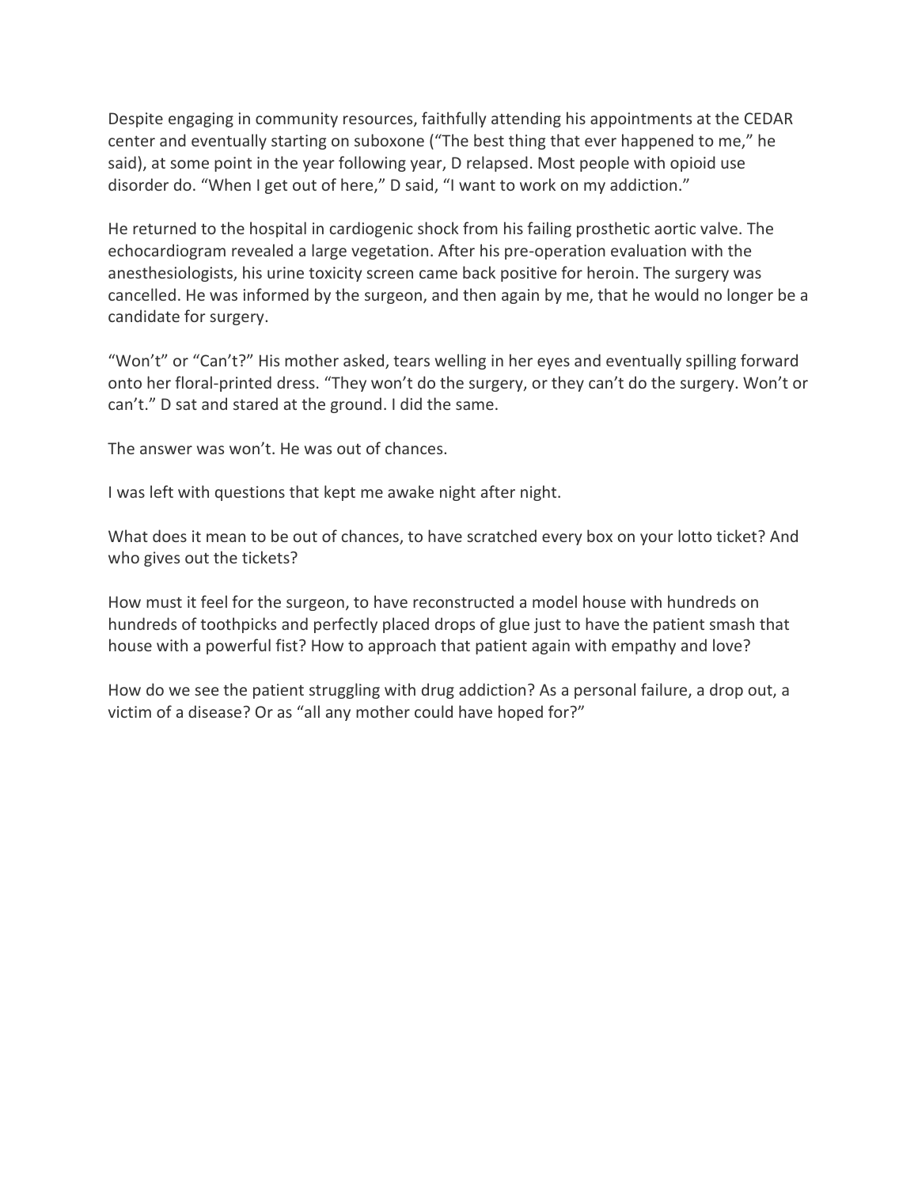Despite engaging in community resources, faithfully attending his appointments at the CEDAR center and eventually starting on suboxone ("The best thing that ever happened to me," he said), at some point in the year following year, D relapsed. Most people with opioid use disorder do. "When I get out of here," D said, "I want to work on my addiction."

He returned to the hospital in cardiogenic shock from his failing prosthetic aortic valve. The echocardiogram revealed a large vegetation. After his pre-operation evaluation with the anesthesiologists, his urine toxicity screen came back positive for heroin. The surgery was cancelled. He was informed by the surgeon, and then again by me, that he would no longer be a candidate for surgery.

"Won't" or "Can't?" His mother asked, tears welling in her eyes and eventually spilling forward onto her floral-printed dress. "They won't do the surgery, or they can't do the surgery. Won't or can't." D sat and stared at the ground. I did the same.

The answer was won't. He was out of chances.

I was left with questions that kept me awake night after night.

What does it mean to be out of chances, to have scratched every box on your lotto ticket? And who gives out the tickets?

How must it feel for the surgeon, to have reconstructed a model house with hundreds on hundreds of toothpicks and perfectly placed drops of glue just to have the patient smash that house with a powerful fist? How to approach that patient again with empathy and love?

How do we see the patient struggling with drug addiction? As a personal failure, a drop out, a victim of a disease? Or as "all any mother could have hoped for?"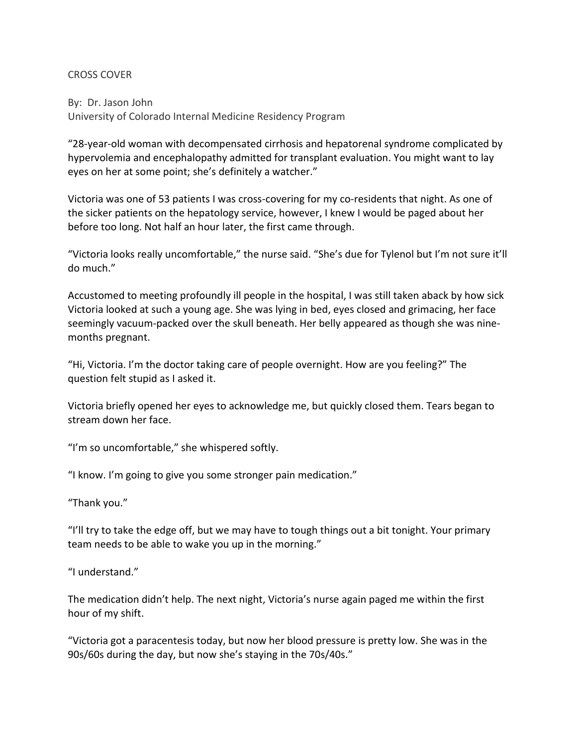# CROSS COVER

By: Dr. Jason John
University of Colorado Internal Medicine Residency Program

"28-year-old woman with decompensated cirrhosis and hepatorenal syndrome complicated by hypervolemia and encephalopathy admitted for transplant evaluation. You might want to lay eyes on her at some point; she's definitely a watcher."

Victoria was one of 53 patients I was cross-covering for my co-residents that night. As one of the sicker patients on the hepatology service, however, I knew I would be paged about her before too long. Not half an hour later, the first came through.

"Victoria looks really uncomfortable," the nurse said. "She's due for Tylenol but I'm not sure it'll do much."

Accustomed to meeting profoundly ill people in the hospital, I was still taken aback by how sick Victoria looked at such a young age. She was lying in bed, eyes closed and grimacing, her face seemingly vacuum-packed over the skull beneath. Her belly appeared as though she was nine-months pregnant.

"Hi, Victoria. I'm the doctor taking care of people overnight. How are you feeling?" The question felt stupid as I asked it.

Victoria briefly opened her eyes to acknowledge me, but quickly closed them. Tears began to stream down her face.

"I'm so uncomfortable," she whispered softly.

"I know. I'm going to give you some stronger pain medication."

"Thank you."

"I'll try to take the edge off, but we may have to tough things out a bit tonight. Your primary team needs to be able to wake you up in the morning."

"I understand."

The medication didn't help. The next night, Victoria's nurse again paged me within the first hour of my shift.

"Victoria got a paracentesis today, but now her blood pressure is pretty low. She was in the 90s/60s during the day, but now she's staying in the 70s/40s."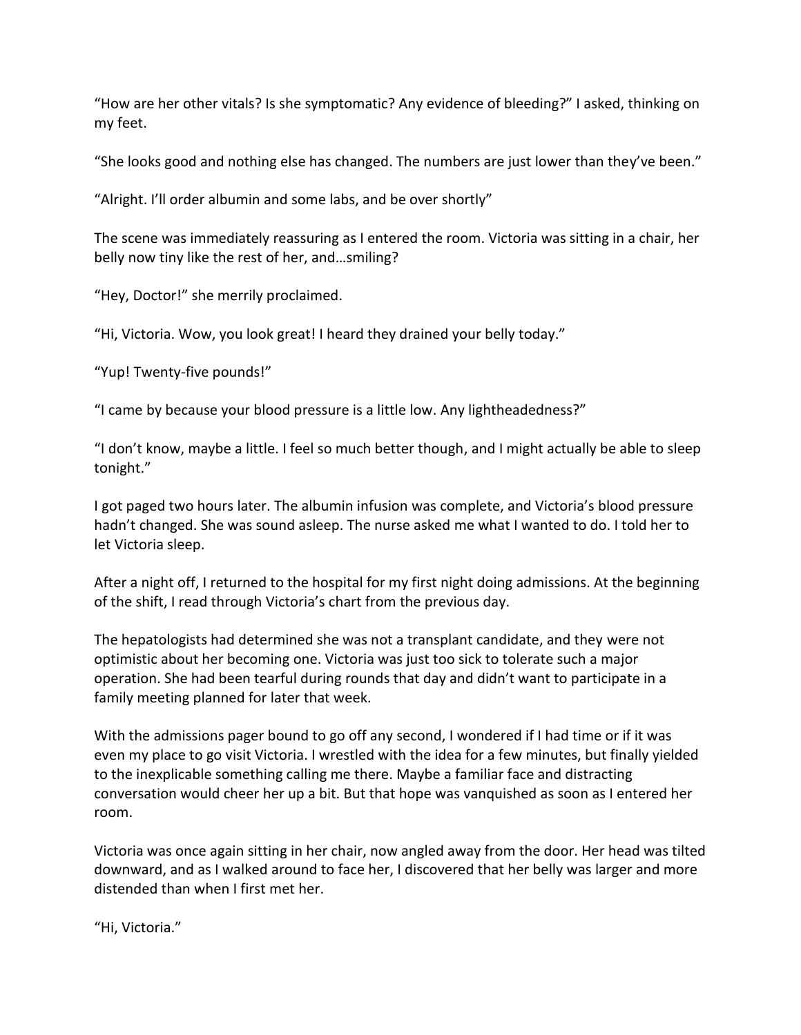"How are her other vitals? Is she symptomatic? Any evidence of bleeding?" I asked, thinking on my feet.

"She looks good and nothing else has changed. The numbers are just lower than they've been."

"Alright. I'll order albumin and some labs, and be over shortly"

The scene was immediately reassuring as I entered the room. Victoria was sitting in a chair, her belly now tiny like the rest of her, and…smiling?

"Hey, Doctor!" she merrily proclaimed.

"Hi, Victoria. Wow, you look great! I heard they drained your belly today."

"Yup! Twenty-five pounds!"

"I came by because your blood pressure is a little low. Any lightheadedness?"

"I don't know, maybe a little. I feel so much better though, and I might actually be able to sleep tonight."

I got paged two hours later. The albumin infusion was complete, and Victoria's blood pressure hadn't changed. She was sound asleep. The nurse asked me what I wanted to do. I told her to let Victoria sleep.

After a night off, I returned to the hospital for my first night doing admissions. At the beginning of the shift, I read through Victoria's chart from the previous day.

The hepatologists had determined she was not a transplant candidate, and they were not optimistic about her becoming one. Victoria was just too sick to tolerate such a major operation. She had been tearful during rounds that day and didn't want to participate in a family meeting planned for later that week.

With the admissions pager bound to go off any second, I wondered if I had time or if it was even my place to go visit Victoria. I wrestled with the idea for a few minutes, but finally yielded to the inexplicable something calling me there. Maybe a familiar face and distracting conversation would cheer her up a bit. But that hope was vanquished as soon as I entered her room.

Victoria was once again sitting in her chair, now angled away from the door. Her head was tilted downward, and as I walked around to face her, I discovered that her belly was larger and more distended than when I first met her.

"Hi, Victoria."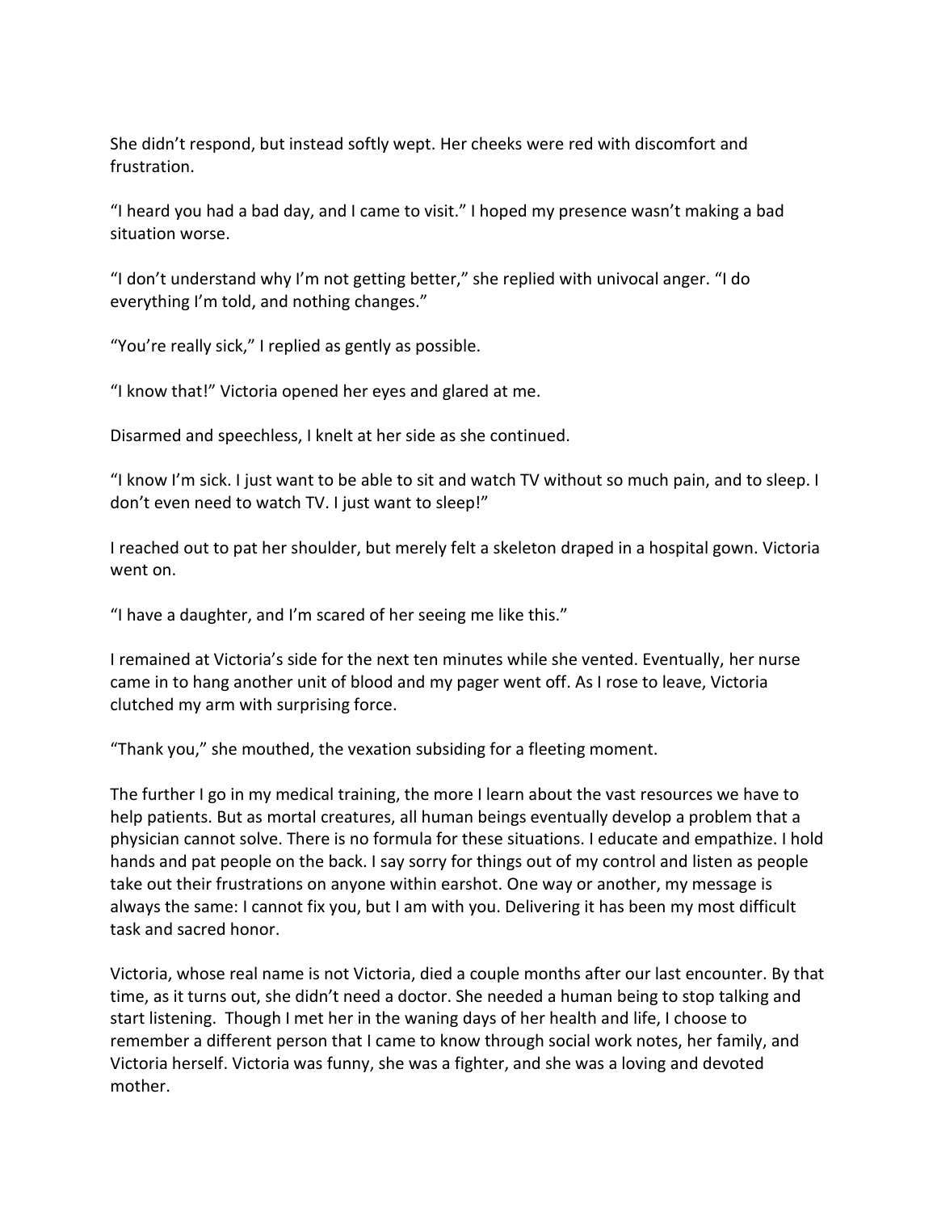She didn't respond, but instead softly wept. Her cheeks were red with discomfort and frustration.

"I heard you had a bad day, and I came to visit." I hoped my presence wasn't making a bad situation worse.

"I don't understand why I'm not getting better," she replied with univocal anger. "I do everything I'm told, and nothing changes."

"You're really sick," I replied as gently as possible.

"I know that!" Victoria opened her eyes and glared at me.

Disarmed and speechless, I knelt at her side as she continued.

"I know I'm sick. I just want to be able to sit and watch TV without so much pain, and to sleep. I don't even need to watch TV. I just want to sleep!"

I reached out to pat her shoulder, but merely felt a skeleton draped in a hospital gown. Victoria went on.

"I have a daughter, and I'm scared of her seeing me like this."

I remained at Victoria's side for the next ten minutes while she vented. Eventually, her nurse came in to hang another unit of blood and my pager went off. As I rose to leave, Victoria clutched my arm with surprising force.

"Thank you," she mouthed, the vexation subsiding for a fleeting moment.

The further I go in my medical training, the more I learn about the vast resources we have to help patients. But as mortal creatures, all human beings eventually develop a problem that a physician cannot solve. There is no formula for these situations. I educate and empathize. I hold hands and pat people on the back. I say sorry for things out of my control and listen as people take out their frustrations on anyone within earshot. One way or another, my message is always the same: I cannot fix you, but I am with you. Delivering it has been my most difficult task and sacred honor.

Victoria, whose real name is not Victoria, died a couple months after our last encounter. By that time, as it turns out, she didn't need a doctor. She needed a human being to stop talking and start listening. Though I met her in the waning days of her health and life, I choose to remember a different person that I came to know through social work notes, her family, and Victoria herself. Victoria was funny, she was a fighter, and she was a loving and devoted mother.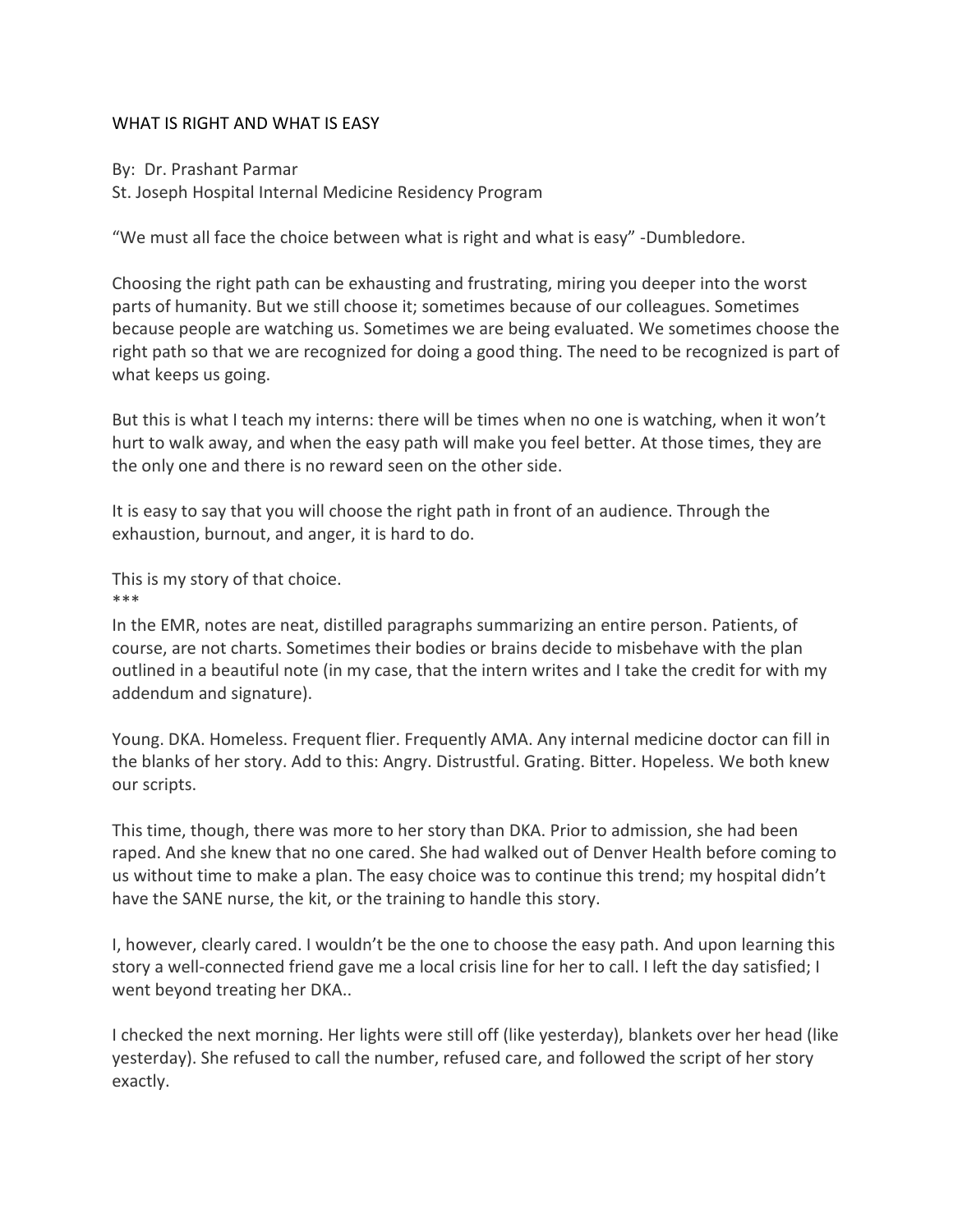# WHAT IS RIGHT AND WHAT IS EASY

By: Dr. Prashant Parmar
St. Joseph Hospital Internal Medicine Residency Program

"We must all face the choice between what is right and what is easy" -Dumbledore.

Choosing the right path can be exhausting and frustrating, miring you deeper into the worst parts of humanity. But we still choose it; sometimes because of our colleagues. Sometimes because people are watching us. Sometimes we are being evaluated. We sometimes choose the right path so that we are recognized for doing a good thing. The need to be recognized is part of what keeps us going.

But this is what I teach my interns: there will be times when no one is watching, when it won't hurt to walk away, and when the easy path will make you feel better. At those times, they are the only one and there is no reward seen on the other side.

It is easy to say that you will choose the right path in front of an audience. Through the exhaustion, burnout, and anger, it is hard to do.

This is my story of that choice.

***

In the EMR, notes are neat, distilled paragraphs summarizing an entire person. Patients, of course, are not charts. Sometimes their bodies or brains decide to misbehave with the plan outlined in a beautiful note (in my case, that the intern writes and I take the credit for with my addendum and signature).

Young. DKA. Homeless. Frequent flier. Frequently AMA. Any internal medicine doctor can fill in the blanks of her story. Add to this: Angry. Distrustful. Grating. Bitter. Hopeless. We both knew our scripts.

This time, though, there was more to her story than DKA. Prior to admission, she had been raped. And she knew that no one cared. She had walked out of Denver Health before coming to us without time to make a plan. The easy choice was to continue this trend; my hospital didn't have the SANE nurse, the kit, or the training to handle this story.

I, however, clearly cared. I wouldn't be the one to choose the easy path. And upon learning this story a well-connected friend gave me a local crisis line for her to call. I left the day satisfied; I went beyond treating her DKA..

I checked the next morning. Her lights were still off (like yesterday), blankets over her head (like yesterday). She refused to call the number, refused care, and followed the script of her story exactly.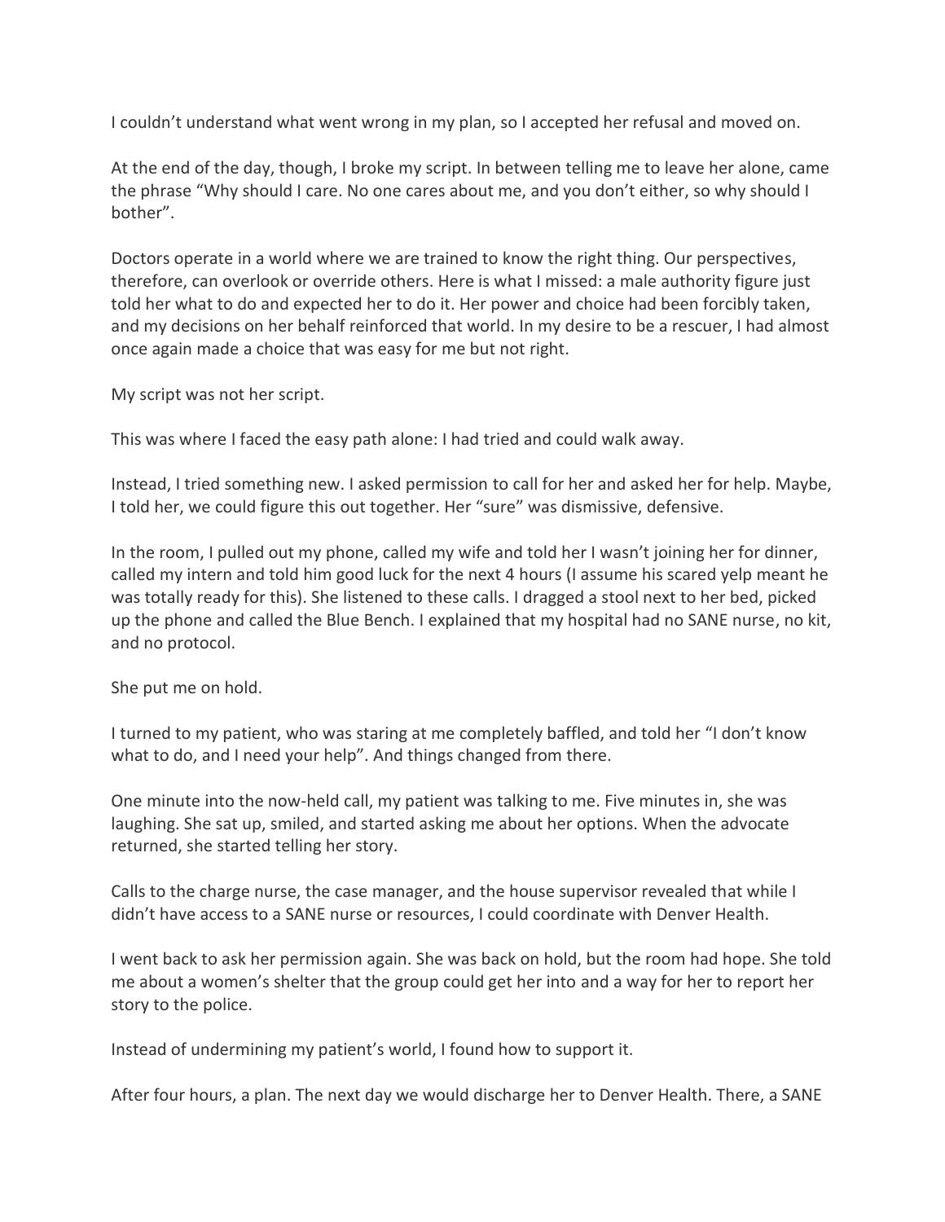I couldn't understand what went wrong in my plan, so I accepted her refusal and moved on.

At the end of the day, though, I broke my script. In between telling me to leave her alone, came the phrase "Why should I care. No one cares about me, and you don't either, so why should I bother".

Doctors operate in a world where we are trained to know the right thing. Our perspectives, therefore, can overlook or override others. Here is what I missed: a male authority figure just told her what to do and expected her to do it. Her power and choice had been forcibly taken, and my decisions on her behalf reinforced that world. In my desire to be a rescuer, I had almost once again made a choice that was easy for me but not right.

My script was not her script.

This was where I faced the easy path alone: I had tried and could walk away.

Instead, I tried something new. I asked permission to call for her and asked her for help. Maybe, I told her, we could figure this out together. Her "sure" was dismissive, defensive.

In the room, I pulled out my phone, called my wife and told her I wasn't joining her for dinner, called my intern and told him good luck for the next 4 hours (I assume his scared yelp meant he was totally ready for this). She listened to these calls. I dragged a stool next to her bed, picked up the phone and called the Blue Bench. I explained that my hospital had no SANE nurse, no kit, and no protocol.

She put me on hold.

I turned to my patient, who was staring at me completely baffled, and told her "I don't know what to do, and I need your help". And things changed from there.

One minute into the now-held call, my patient was talking to me. Five minutes in, she was laughing. She sat up, smiled, and started asking me about her options. When the advocate returned, she started telling her story.

Calls to the charge nurse, the case manager, and the house supervisor revealed that while I didn't have access to a SANE nurse or resources, I could coordinate with Denver Health.

I went back to ask her permission again. She was back on hold, but the room had hope. She told me about a women's shelter that the group could get her into and a way for her to report her story to the police.

Instead of undermining my patient's world, I found how to support it.

After four hours, a plan. The next day we would discharge her to Denver Health. There, a SANE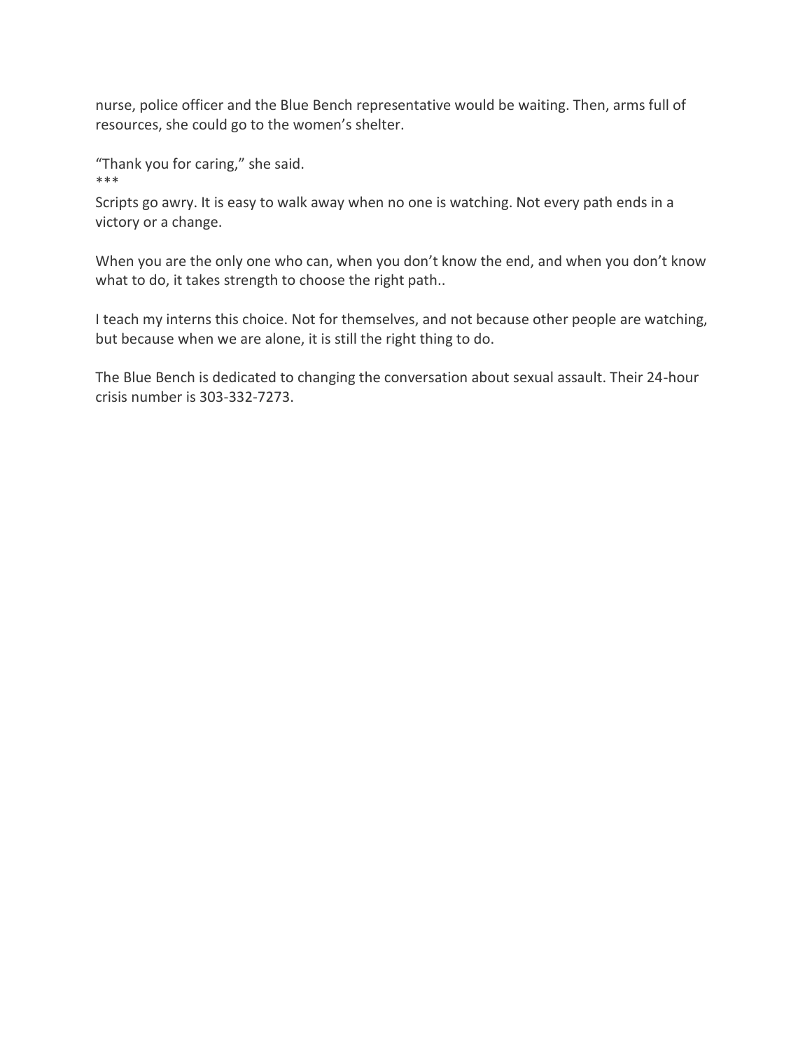nurse, police officer and the Blue Bench representative would be waiting. Then, arms full of resources, she could go to the women's shelter.

"Thank you for caring," she said.

***

Scripts go awry. It is easy to walk away when no one is watching. Not every path ends in a victory or a change.

When you are the only one who can, when you don't know the end, and when you don't know what to do, it takes strength to choose the right path..

I teach my interns this choice. Not for themselves, and not because other people are watching, but because when we are alone, it is still the right thing to do.

The Blue Bench is dedicated to changing the conversation about sexual assault. Their 24-hour crisis number is 303-332-7273.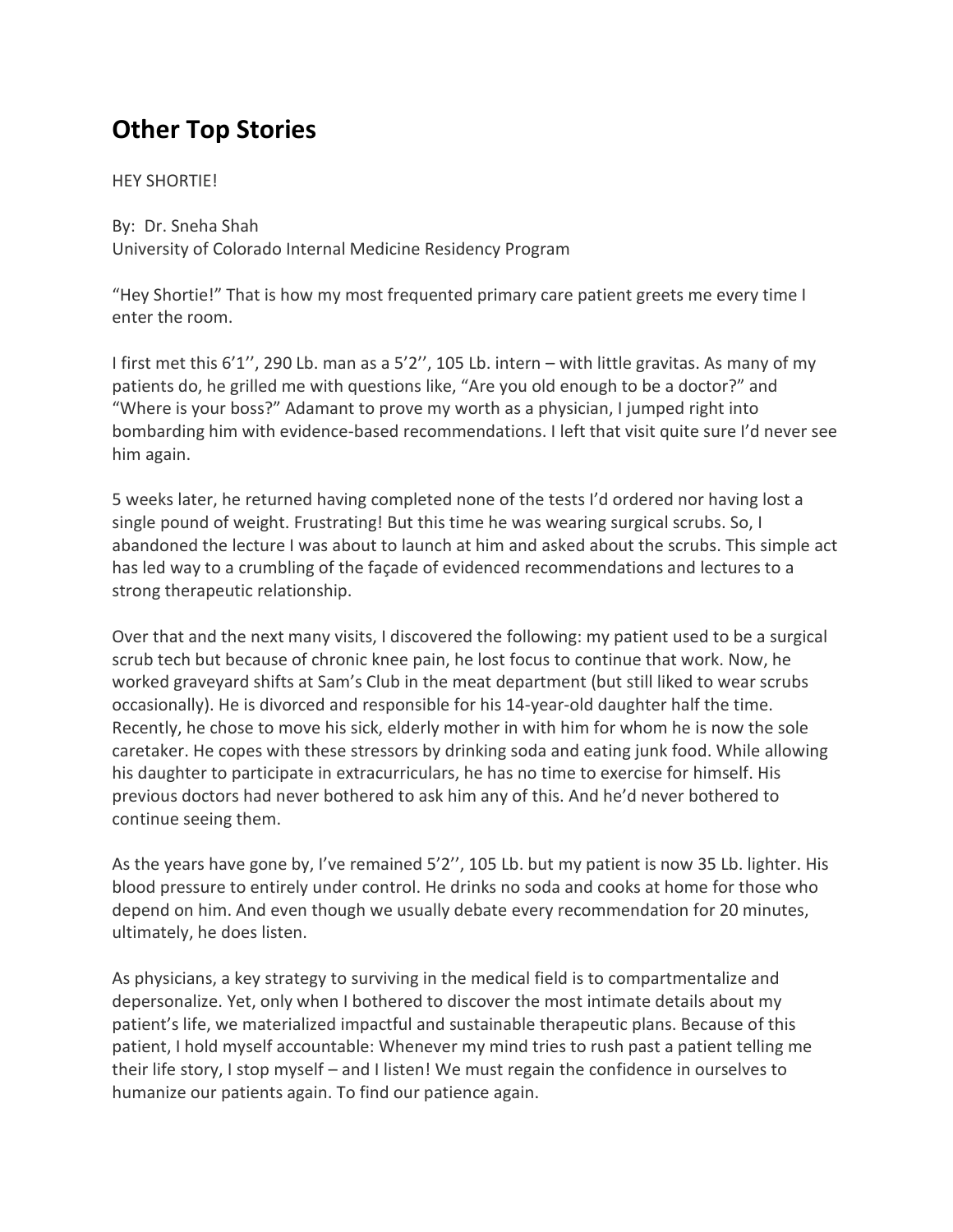## Other Top Stories

HEY SHORTIE!

By: Dr. Sneha Shah
University of Colorado Internal Medicine Residency Program

"Hey Shortie!" That is how my most frequented primary care patient greets me every time I enter the room.

I first met this 6'1'', 290 Lb. man as a 5'2'', 105 Lb. intern – with little gravitas. As many of my patients do, he grilled me with questions like, "Are you old enough to be a doctor?" and "Where is your boss?" Adamant to prove my worth as a physician, I jumped right into bombarding him with evidence-based recommendations. I left that visit quite sure I'd never see him again.

5 weeks later, he returned having completed none of the tests I'd ordered nor having lost a single pound of weight. Frustrating! But this time he was wearing surgical scrubs. So, I abandoned the lecture I was about to launch at him and asked about the scrubs. This simple act has led way to a crumbling of the façade of evidenced recommendations and lectures to a strong therapeutic relationship.

Over that and the next many visits, I discovered the following: my patient used to be a surgical scrub tech but because of chronic knee pain, he lost focus to continue that work. Now, he worked graveyard shifts at Sam's Club in the meat department (but still liked to wear scrubs occasionally). He is divorced and responsible for his 14-year-old daughter half the time. Recently, he chose to move his sick, elderly mother in with him for whom he is now the sole caretaker. He copes with these stressors by drinking soda and eating junk food. While allowing his daughter to participate in extracurriculars, he has no time to exercise for himself. His previous doctors had never bothered to ask him any of this. And he'd never bothered to continue seeing them.

As the years have gone by, I've remained 5'2'', 105 Lb. but my patient is now 35 Lb. lighter. His blood pressure to entirely under control. He drinks no soda and cooks at home for those who depend on him. And even though we usually debate every recommendation for 20 minutes, ultimately, he does listen.

As physicians, a key strategy to surviving in the medical field is to compartmentalize and depersonalize. Yet, only when I bothered to discover the most intimate details about my patient's life, we materialized impactful and sustainable therapeutic plans. Because of this patient, I hold myself accountable: Whenever my mind tries to rush past a patient telling me their life story, I stop myself – and I listen! We must regain the confidence in ourselves to humanize our patients again. To find our patience again.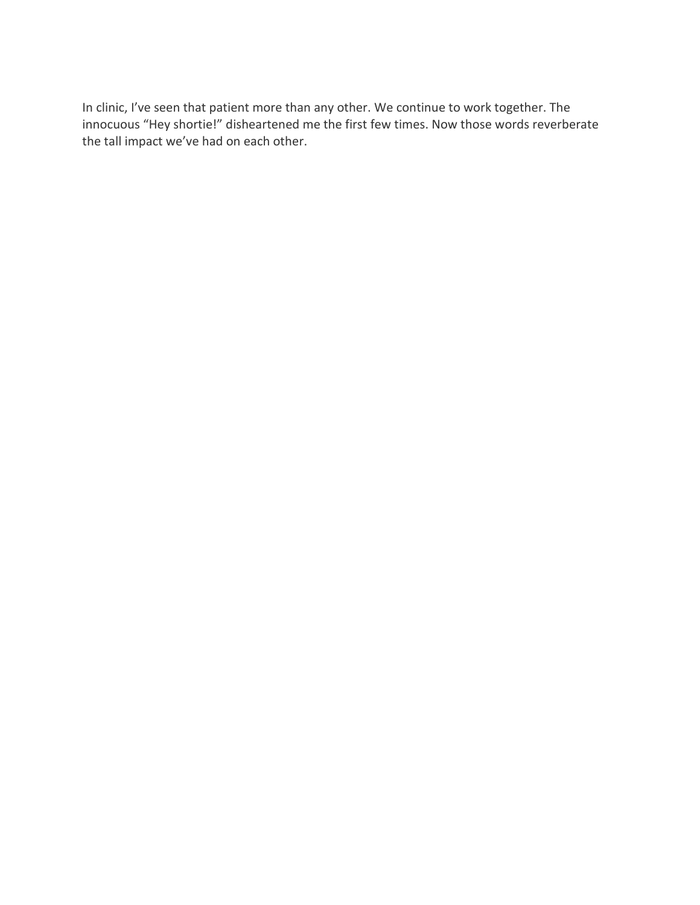In clinic, I've seen that patient more than any other. We continue to work together. The innocuous "Hey shortie!" disheartened me the first few times. Now those words reverberate the tall impact we've had on each other.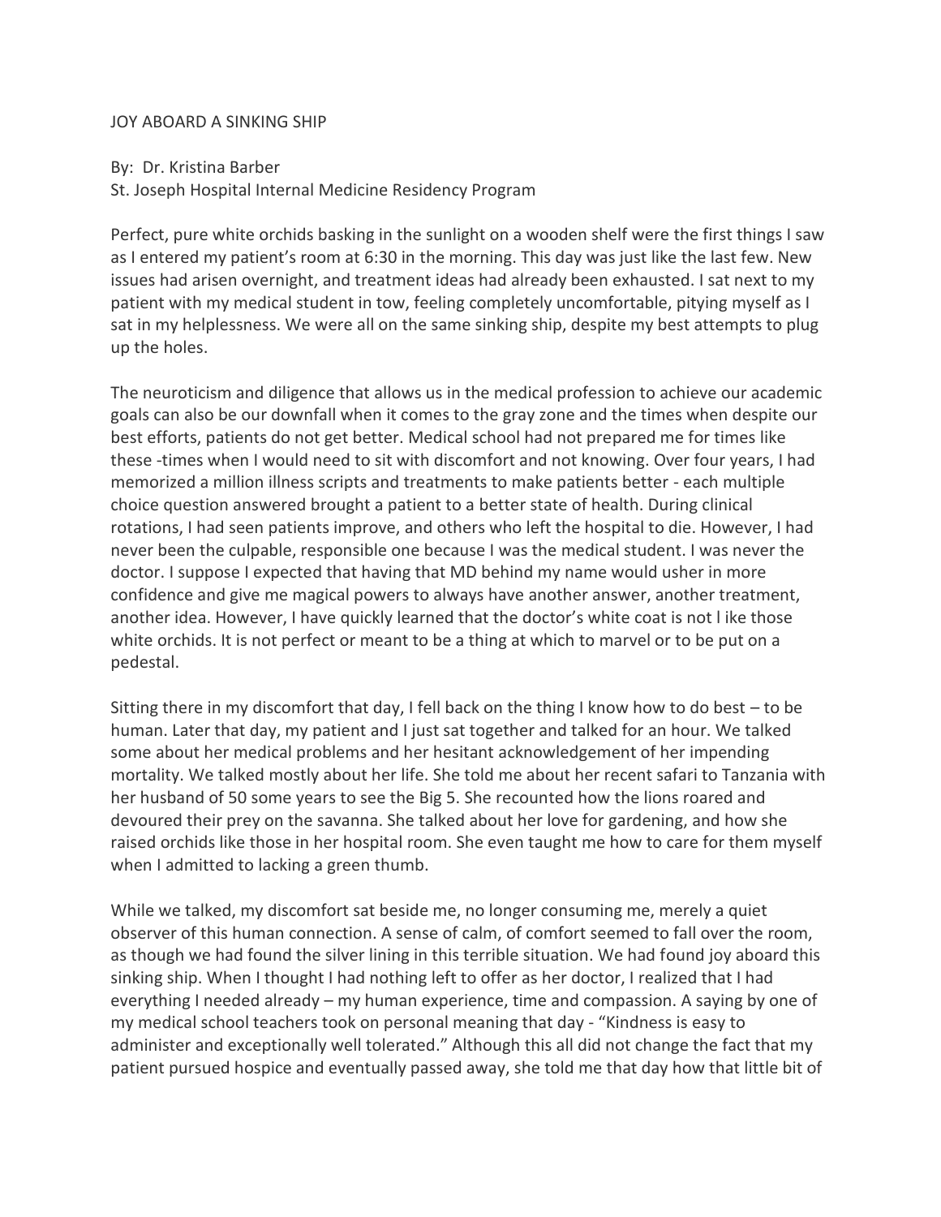# JOY ABOARD A SINKING SHIP

By: Dr. Kristina Barber
St. Joseph Hospital Internal Medicine Residency Program

Perfect, pure white orchids basking in the sunlight on a wooden shelf were the first things I saw as I entered my patient's room at 6:30 in the morning. This day was just like the last few. New issues had arisen overnight, and treatment ideas had already been exhausted. I sat next to my patient with my medical student in tow, feeling completely uncomfortable, pitying myself as I sat in my helplessness. We were all on the same sinking ship, despite my best attempts to plug up the holes.

The neuroticism and diligence that allows us in the medical profession to achieve our academic goals can also be our downfall when it comes to the gray zone and the times when despite our best efforts, patients do not get better. Medical school had not prepared me for times like these -times when I would need to sit with discomfort and not knowing. Over four years, I had memorized a million illness scripts and treatments to make patients better - each multiple choice question answered brought a patient to a better state of health. During clinical rotations, I had seen patients improve, and others who left the hospital to die. However, I had never been the culpable, responsible one because I was the medical student. I was never the doctor. I suppose I expected that having that MD behind my name would usher in more confidence and give me magical powers to always have another answer, another treatment, another idea. However, I have quickly learned that the doctor's white coat is not l ike those white orchids. It is not perfect or meant to be a thing at which to marvel or to be put on a pedestal.

Sitting there in my discomfort that day, I fell back on the thing I know how to do best – to be human. Later that day, my patient and I just sat together and talked for an hour. We talked some about her medical problems and her hesitant acknowledgement of her impending mortality. We talked mostly about her life. She told me about her recent safari to Tanzania with her husband of 50 some years to see the Big 5. She recounted how the lions roared and devoured their prey on the savanna. She talked about her love for gardening, and how she raised orchids like those in her hospital room. She even taught me how to care for them myself when I admitted to lacking a green thumb.

While we talked, my discomfort sat beside me, no longer consuming me, merely a quiet observer of this human connection. A sense of calm, of comfort seemed to fall over the room, as though we had found the silver lining in this terrible situation. We had found joy aboard this sinking ship. When I thought I had nothing left to offer as her doctor, I realized that I had everything I needed already – my human experience, time and compassion. A saying by one of my medical school teachers took on personal meaning that day - "Kindness is easy to administer and exceptionally well tolerated." Although this all did not change the fact that my patient pursued hospice and eventually passed away, she told me that day how that little bit of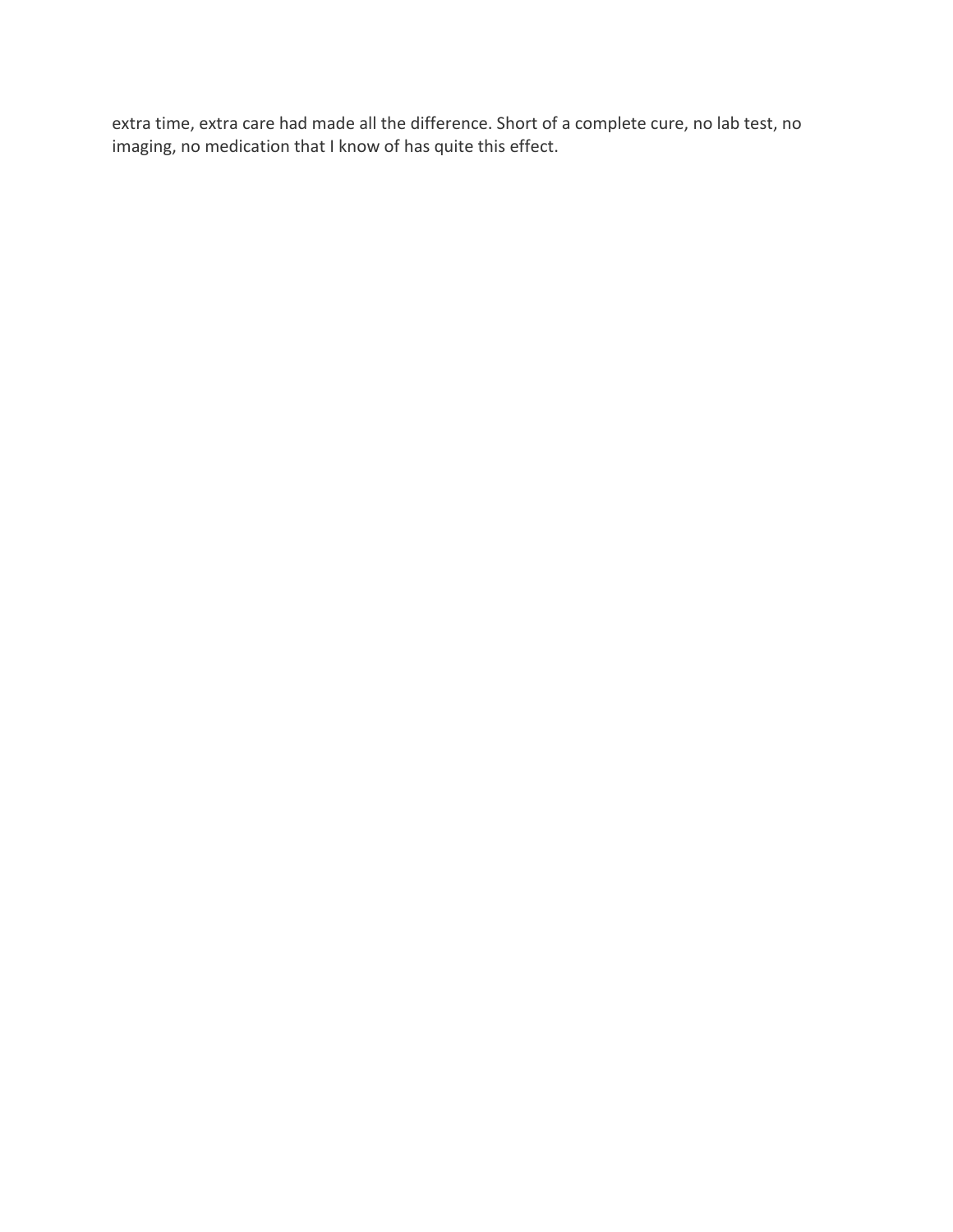extra time, extra care had made all the difference. Short of a complete cure, no lab test, no imaging, no medication that I know of has quite this effect.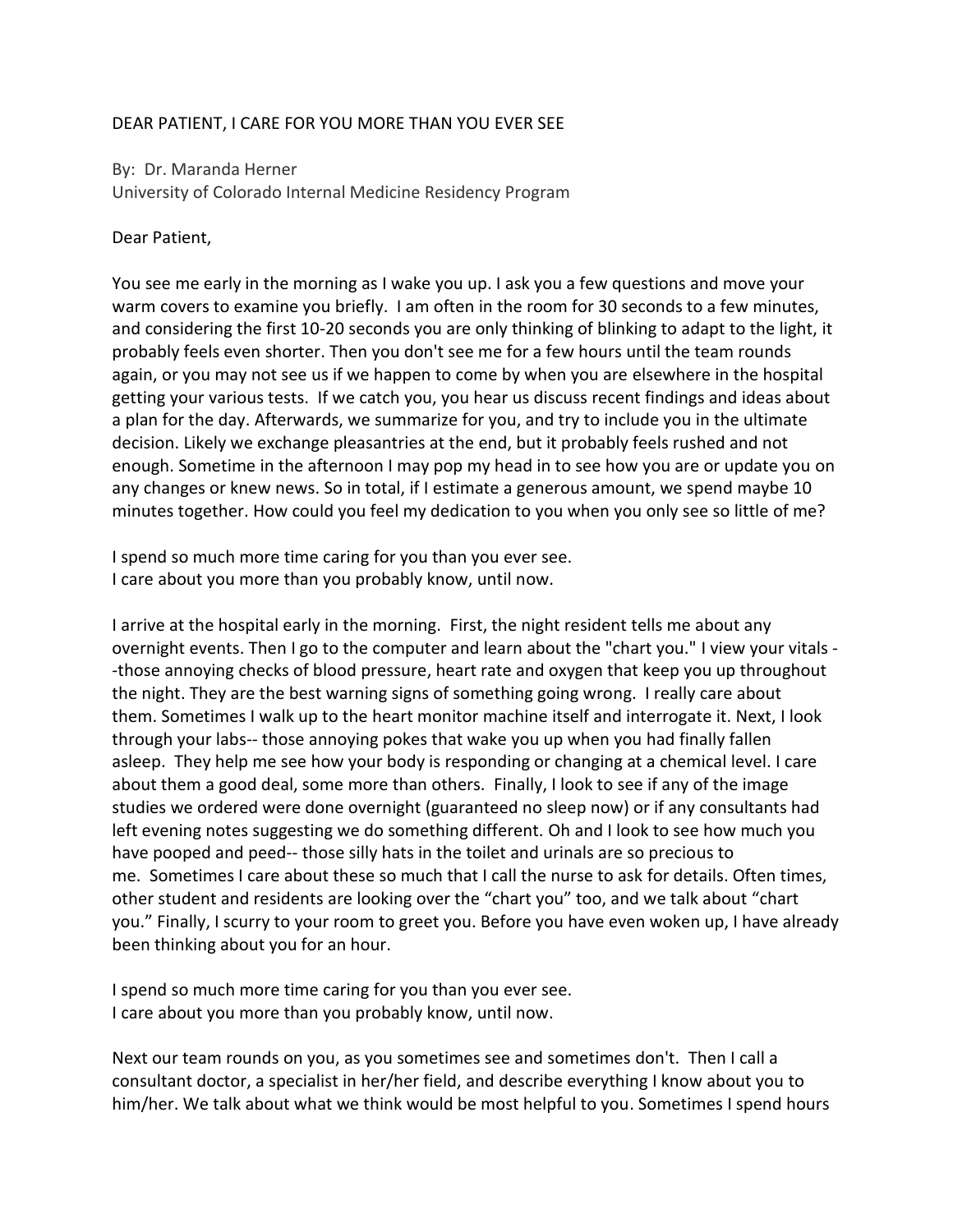# DEAR PATIENT, I CARE FOR YOU MORE THAN YOU EVER SEE

By: Dr. Maranda Herner
University of Colorado Internal Medicine Residency Program

Dear Patient,

You see me early in the morning as I wake you up. I ask you a few questions and move your warm covers to examine you briefly. I am often in the room for 30 seconds to a few minutes, and considering the first 10-20 seconds you are only thinking of blinking to adapt to the light, it probably feels even shorter. Then you don't see me for a few hours until the team rounds again, or you may not see us if we happen to come by when you are elsewhere in the hospital getting your various tests. If we catch you, you hear us discuss recent findings and ideas about a plan for the day. Afterwards, we summarize for you, and try to include you in the ultimate decision. Likely we exchange pleasantries at the end, but it probably feels rushed and not enough. Sometime in the afternoon I may pop my head in to see how you are or update you on any changes or knew news. So in total, if I estimate a generous amount, we spend maybe 10 minutes together. How could you feel my dedication to you when you only see so little of me?

I spend so much more time caring for you than you ever see.
I care about you more than you probably know, until now.

I arrive at the hospital early in the morning. First, the night resident tells me about any overnight events. Then I go to the computer and learn about the "chart you." I view your vitals --those annoying checks of blood pressure, heart rate and oxygen that keep you up throughout the night. They are the best warning signs of something going wrong. I really care about them. Sometimes I walk up to the heart monitor machine itself and interrogate it. Next, I look through your labs-- those annoying pokes that wake you up when you had finally fallen asleep. They help me see how your body is responding or changing at a chemical level. I care about them a good deal, some more than others. Finally, I look to see if any of the image studies we ordered were done overnight (guaranteed no sleep now) or if any consultants had left evening notes suggesting we do something different. Oh and I look to see how much you have pooped and peed-- those silly hats in the toilet and urinals are so precious to me. Sometimes I care about these so much that I call the nurse to ask for details. Often times, other student and residents are looking over the "chart you" too, and we talk about "chart you." Finally, I scurry to your room to greet you. Before you have even woken up, I have already been thinking about you for an hour.

I spend so much more time caring for you than you ever see.
I care about you more than you probably know, until now.

Next our team rounds on you, as you sometimes see and sometimes don't. Then I call a consultant doctor, a specialist in her/her field, and describe everything I know about you to him/her. We talk about what we think would be most helpful to you. Sometimes I spend hours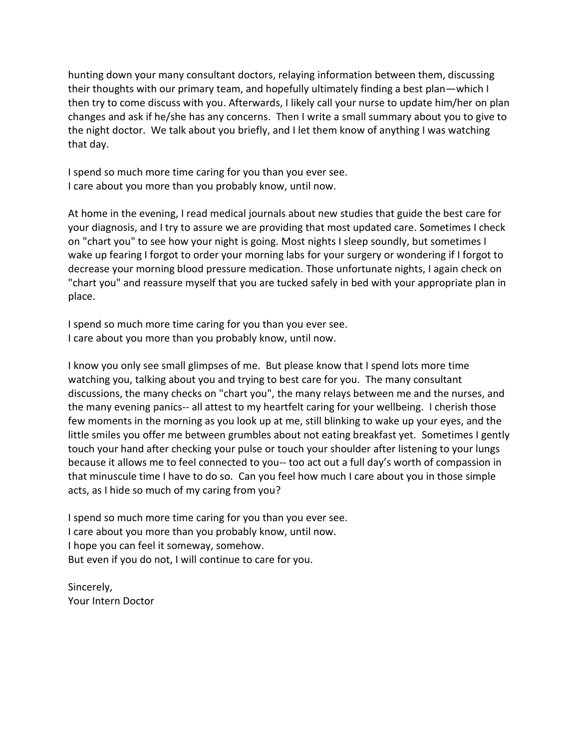hunting down your many consultant doctors, relaying information between them, discussing their thoughts with our primary team, and hopefully ultimately finding a best plan—which I then try to come discuss with you. Afterwards, I likely call your nurse to update him/her on plan changes and ask if he/she has any concerns. Then I write a small summary about you to give to the night doctor. We talk about you briefly, and I let them know of anything I was watching that day.

I spend so much more time caring for you than you ever see.
I care about you more than you probably know, until now.

At home in the evening, I read medical journals about new studies that guide the best care for your diagnosis, and I try to assure we are providing that most updated care. Sometimes I check on "chart you" to see how your night is going. Most nights I sleep soundly, but sometimes I wake up fearing I forgot to order your morning labs for your surgery or wondering if I forgot to decrease your morning blood pressure medication. Those unfortunate nights, I again check on "chart you" and reassure myself that you are tucked safely in bed with your appropriate plan in place.

I spend so much more time caring for you than you ever see.
I care about you more than you probably know, until now.

I know you only see small glimpses of me. But please know that I spend lots more time watching you, talking about you and trying to best care for you. The many consultant discussions, the many checks on "chart you", the many relays between me and the nurses, and the many evening panics-- all attest to my heartfelt caring for your wellbeing. I cherish those few moments in the morning as you look up at me, still blinking to wake up your eyes, and the little smiles you offer me between grumbles about not eating breakfast yet. Sometimes I gently touch your hand after checking your pulse or touch your shoulder after listening to your lungs because it allows me to feel connected to you-- too act out a full day's worth of compassion in that minuscule time I have to do so. Can you feel how much I care about you in those simple acts, as I hide so much of my caring from you?

I spend so much more time caring for you than you ever see.
I care about you more than you probably know, until now.
I hope you can feel it someway, somehow.
But even if you do not, I will continue to care for you.

Sincerely,
Your Intern Doctor